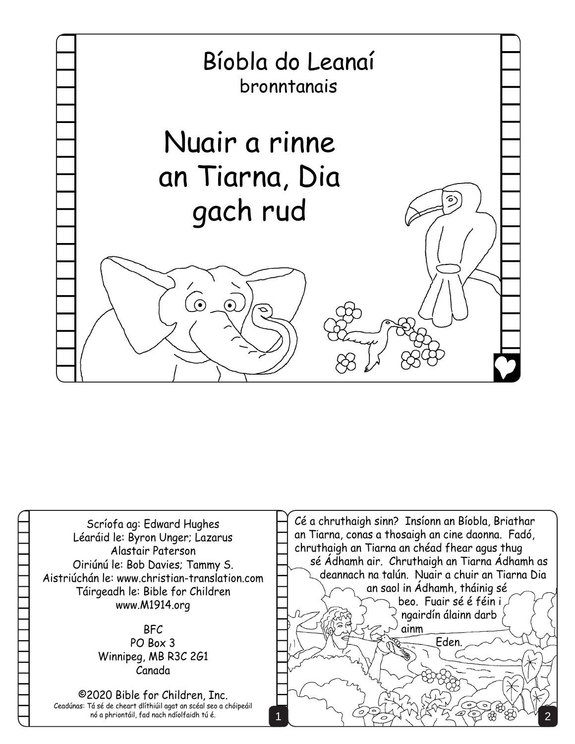# Bíobla do Leanaí

bronntanais

# Nuair a rinne an Tiarna, Dia gach rud

Scríofa ag: Edward Hughes
Léaráid le: Byron Unger; Lazarus
Alastair Paterson
Oiriúnú le: Bob Davies; Tammy S.
Aistriúchán le: www.christian-translation.com
Táirgeadh le: Bible for Children
www.M1914.org

BFC
PO Box 3
Winnipeg, MB R3C 2G1
Canada

©2020 Bible for Children, Inc.
Ceadúnas: Tá sé de cheart dlíthiúil agat an scéal seo a chóipeáil nó a phriontáil, fad nach ndíolfaidh tú é.

Cé a chruthaigh sinn? Insíonn an Bíobla, Briathar an Tiarna, conas a thosaigh an cine daonna. Fadó, chruthaigh an Tiarna an chéad fhear agus thug sé Ádhamh air. Chruthaigh an Tiarna Ádhamh as deannach na talún. Nuair a chuir an Tiarna Dia an saol in Ádhamh, tháinig sé beo. Fuair sé é féin i ngairdín álainn darb ainm Eden.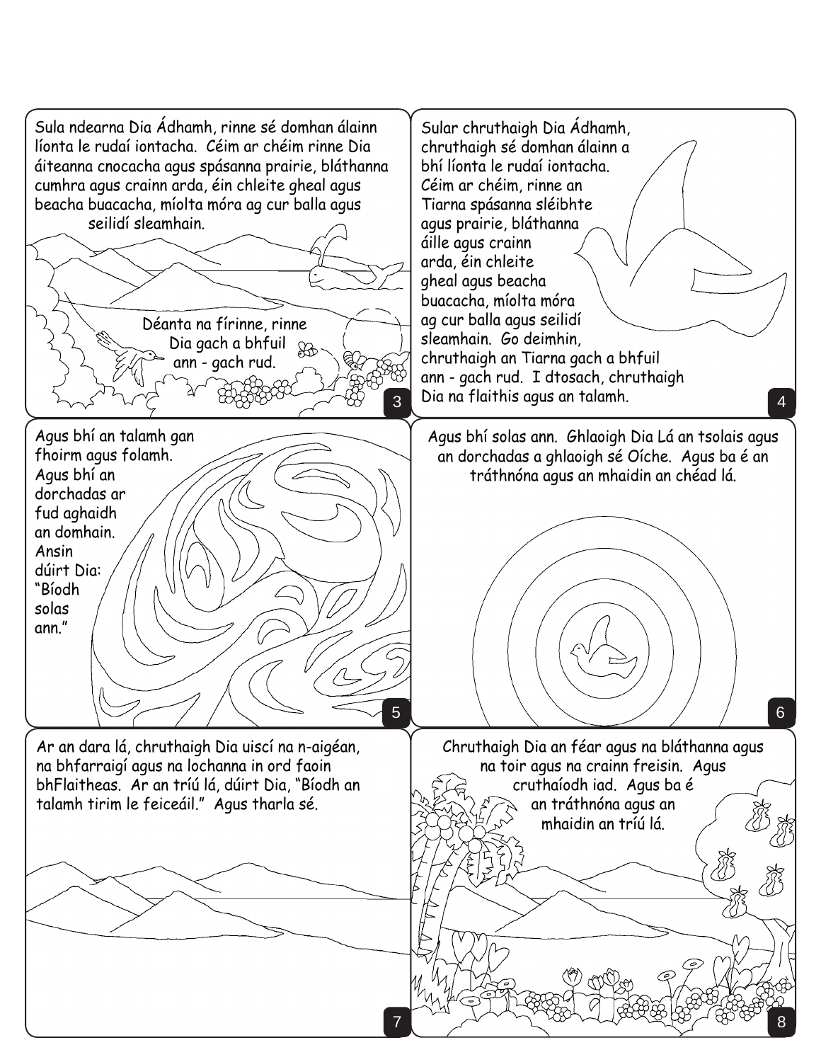Sula ndearna Dia Ádhamh, rinne sé domhan álainn líonta le rudaí iontacha. Céim ar chéim rinne Dia áiteanna cnocacha agus spásanna prairie, bláthanna cumhra agus crainn arda, éin chleite gheal agus beacha buacacha, míolta móra ag cur balla agus seilidí sleamhain.

Déanta na fírinne, rinne Dia gach a bhfuil ann - gach rud.

Sular chruthaigh Dia Ádhamh, chruthaigh sé domhan álainn a bhí líonta le rudaí iontacha. Céim ar chéim, rinne an Tiarna spásanna sléibhte agus prairie, bláthanna áille agus crainn arda, éin chleite gheal agus beacha buacacha, míolta móra ag cur balla agus seilidí sleamhain. Go deimhin, chruthaigh an Tiarna gach a bhfuil ann - gach rud. I dtosach, chruthaigh Dia na flaithis agus an talamh.

Agus bhí an talamh gan fhoirm agus folamh. Agus bhí an dorchadas ar fud aghaidh an domhain. Ansin dúirt Dia: "Bíodh solas ann."

Agus bhí solas ann. Ghlaoigh Dia Lá an tsolais agus an dorchadas a ghlaoigh sé Oíche. Agus ba é an tráthnóna agus an mhaidin an chéad lá.

Ar an dara lá, chruthaigh Dia uiscí na n-aigéan, na bhfarraigí agus na lochanna in ord faoin bhFlaitheas. Ar an tríú lá, dúirt Dia, "Bíodh an talamh tirim le feiceáil." Agus tharla sé.

Chruthaigh Dia an féar agus na bláthanna agus na toir agus na crainn freisin. Agus cruthaíodh iad. Agus ba é an tráthnóna agus an mhaidin an tríú lá.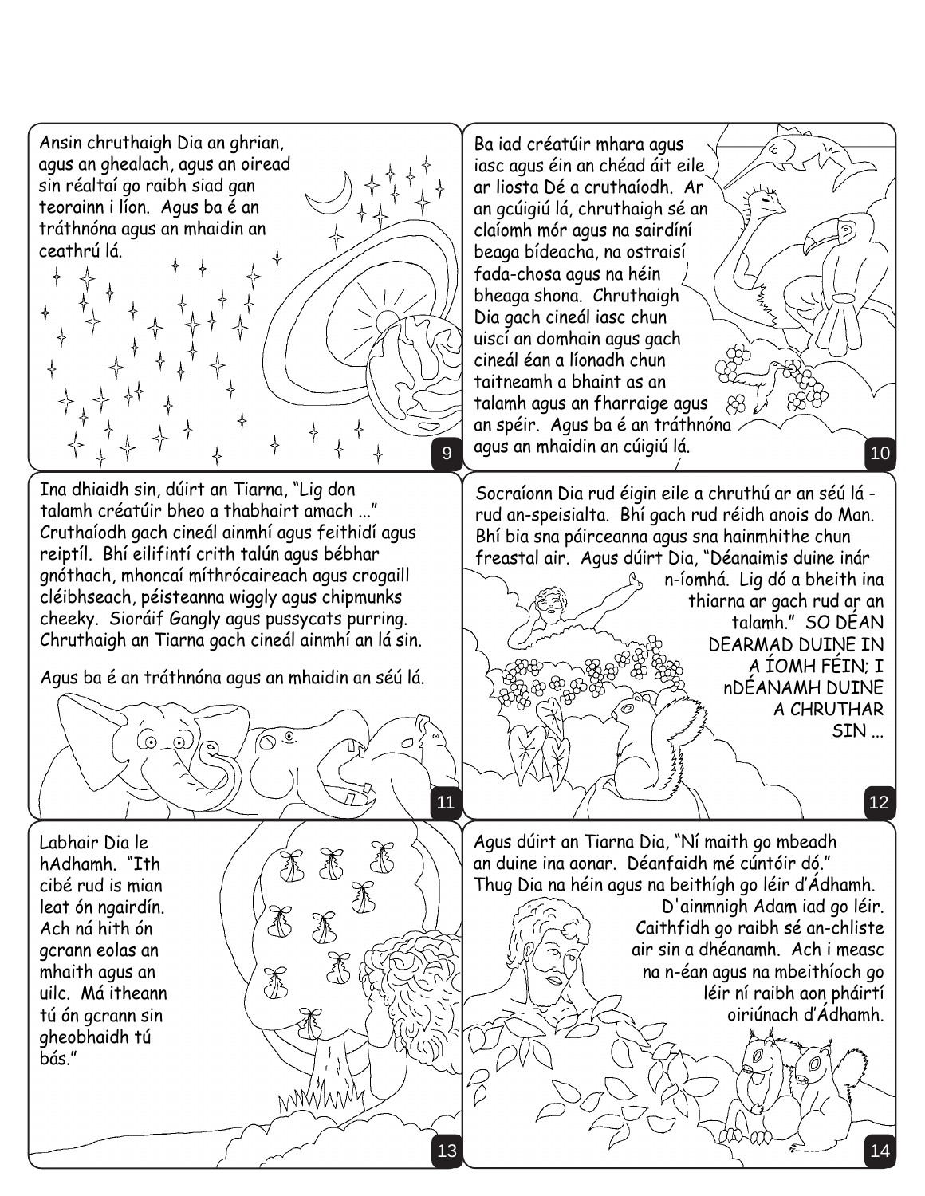Ansin chruthaigh Dia an ghrian, agus an ghealach, agus an oiread sin réaltaí go raibh siad gan teorainn i líon. Agus ba é an tráthnóna agus an mhaidin an ceathrú lá.

Ba iad créatúir mhara agus iasc agus éin an chéad áit eile ar liosta Dé a cruthaíodh. Ar an gcúigiú lá, chruthaigh sé an claíomh mór agus na sairdíní beaga bídeacha, na ostraisí fada-chosa agus na héin bheaga shona. Chruthaigh Dia gach cineál iasc chun uiscí an domhain agus gach cineál éan a líonadh chun taitneamh a bhaint as an talamh agus an fharraige agus an spéir. Agus ba é an tráthnóna agus an mhaidin an cúigiú lá.

Ina dhiaidh sin, dúirt an Tiarna, "Lig don talamh créatúir bheo a thabhairt amach ..." Cruthaíodh gach cineál ainmhí agus feithidí agus reiptíl. Bhí eilifintí crith talún agus bébhar gnóthach, mhoncaí míthrócaireach agus crogaill cléibhseach, péisteanna wiggly agus chipmunks cheeky. Sioráif Gangly agus pussycats purring. Chruthaigh an Tiarna gach cineál ainmhí an lá sin.

Agus ba é an tráthnóna agus an mhaidin an séú lá.

Socraíonn Dia rud éigin eile a chruthú ar an séú lá - rud an-speisialta. Bhí gach rud réidh anois do Man. Bhí bia sna páirceanna agus sna hainmhithe chun freastal air. Agus dúirt Dia, "Déanaimis duine inár n-íomhá. Lig dó a bheith ina thiarna ar gach rud ar an talamh." SO DÉAN DEARMAD DUINE IN A ÍOMH FÉIN; I nDÉANAMH DUINE A CHRUTHAR SIN ...

Labhair Dia le hAdhamh. "Ith cibé rud is mian leat ón ngairdín. Ach ná hith ón gcrann eolas an mhaith agus an uilc. Má itheann tú ón gcrann sin gheobhaidh tú bás."

Agus dúirt an Tiarna Dia, "Ní maith go mbeadh an duine ina aonar. Déanfaidh mé cúntóir dó." Thug Dia na héin agus na beithígh go léir d'Ádhamh. D'ainmnigh Adam iad go léir. Caithfidh go raibh sé an-chliste air sin a dhéanamh. Ach i measc na n-éan agus na mbeithíoch go léir ní raibh aon pháirtí oiriúnach d'Ádhamh.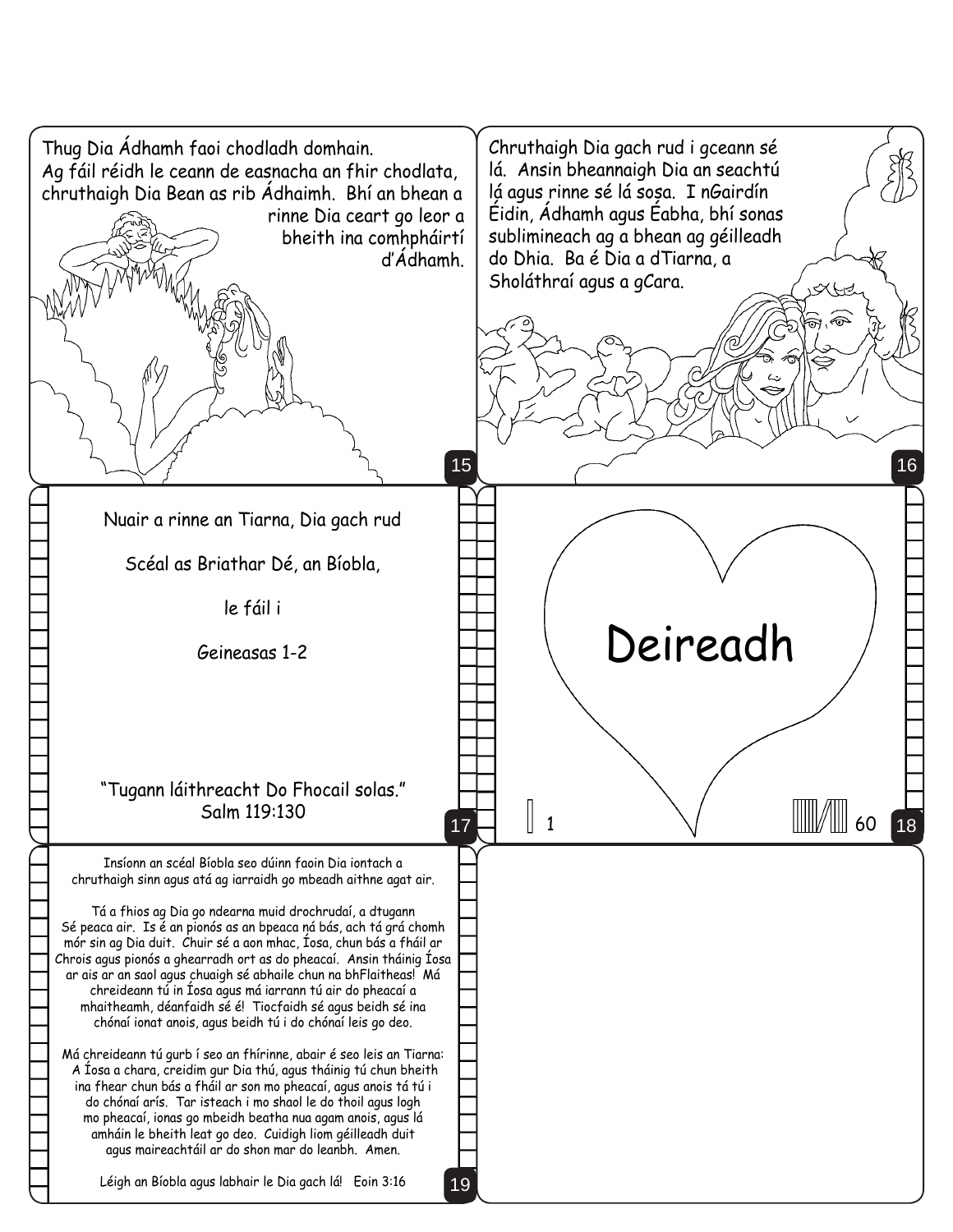Thug Dia Ádhamh faoi chodladh domhain. Ag fáil réidh le ceann de easnacha an fhir chodlata, chruthaigh Dia Bean as rib Ádhaimh. Bhí an bhean a rinne Dia ceart go leor a bheith ina comhpháirtí d'Ádhamh.

Chruthaigh Dia gach rud i gceann sé lá. Ansin bheannaigh Dia an seachtú lá agus rinne sé lá sosa. I nGairdín Éidin, Ádhamh agus Éabha, bhí sonas sublimineach ag a bhean ag géilleadh do Dhia. Ba é Dia a dTiarna, a Sholáthraí agus a gCara.

Nuair a rinne an Tiarna, Dia gach rud

Scéal as Briathar Dé, an Bíobla,

le fáil i

Geineasas 1-2

"Tugann láithreacht Do Fhocail solas."
Salm 119:130

# Deireadh

1 60

Insíonn an scéal Bíobla seo dúinn faoin Dia iontach a chruthaigh sinn agus atá ag iarraidh go mbeadh aithne agat air.

Tá a fhios ag Dia go ndearna muid drochrudaí, a dtugann Sé peaca air. Is é an pionós as an bpeaca ná bás, ach tá grá chomh mór sin ag Dia duit. Chuir sé a aon mhac, Íosa, chun bás a fháil ar Chrois agus pionós a ghearradh ort as do pheacaí. Ansin tháinig Íosa ar ais ar an saol agus chuaigh sé abhaile chun na bhFlaitheas! Má chreideann tú in Íosa agus má iarrann tú air do pheacaí a mhaitheamh, déanfaidh sé é! Tiocfaidh sé agus beidh sé ina chónaí ionat anois, agus beidh tú i do chónaí leis go deo.

Má chreideann tú gurb í seo an fhírinne, abair é seo leis an Tiarna: A Íosa a chara, creidim gur Dia thú, agus tháinig tú chun bheith ina fhear chun bás a fháil ar son mo pheacaí, agus anois tá tú i do chónaí arís. Tar isteach i mo shaol le do thoil agus logh mo pheacaí, ionas go mbeidh beatha nua agam anois, agus lá amháin le bheith leat go deo. Cuidigh liom géilleadh duit agus maireachtáil ar do shon mar do leanbh. Amen.

Léigh an Bíobla agus labhair le Dia gach lá! Eoin 3:16